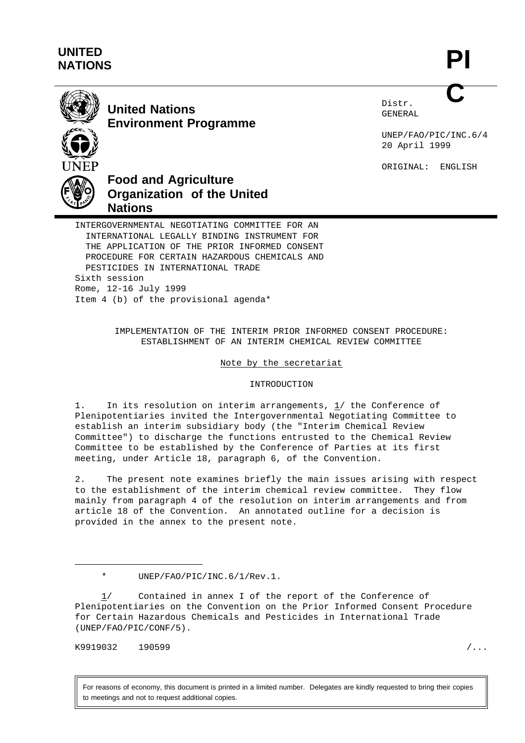UNITED NATIONS

PIC

**United Nations Environment Programme**

**Food and Agriculture Organization of the United Nations**

Distr.
GENERAL

UNEP/FAO/PIC/INC.6/4
20 April 1999

ORIGINAL: ENGLISH

INTERGOVERNMENTAL NEGOTIATING COMMITTEE FOR AN INTERNATIONAL LEGALLY BINDING INSTRUMENT FOR THE APPLICATION OF THE PRIOR INFORMED CONSENT PROCEDURE FOR CERTAIN HAZARDOUS CHEMICALS AND PESTICIDES IN INTERNATIONAL TRADE
Sixth session
Rome, 12-16 July 1999
Item 4 (b) of the provisional agenda*

# IMPLEMENTATION OF THE INTERIM PRIOR INFORMED CONSENT PROCEDURE: ESTABLISHMENT OF AN INTERIM CHEMICAL REVIEW COMMITTEE

Note by the secretariat

## INTRODUCTION

1. In its resolution on interim arrangements, 1/ the Conference of Plenipotentiaries invited the Intergovernmental Negotiating Committee to establish an interim subsidiary body (the "Interim Chemical Review Committee") to discharge the functions entrusted to the Chemical Review Committee to be established by the Conference of Parties at its first meeting, under Article 18, paragraph 6, of the Convention.

2. The present note examines briefly the main issues arising with respect to the establishment of the interim chemical review committee. They flow mainly from paragraph 4 of the resolution on interim arrangements and from article 18 of the Convention. An annotated outline for a decision is provided in the annex to the present note.

---

\* UNEP/FAO/PIC/INC.6/1/Rev.1.

1/ Contained in annex I of the report of the Conference of Plenipotentiaries on the Convention on the Prior Informed Consent Procedure for Certain Hazardous Chemicals and Pesticides in International Trade (UNEP/FAO/PIC/CONF/5).

K9919032 190599

For reasons of economy, this document is printed in a limited number. Delegates are kindly requested to bring their copies to meetings and not to request additional copies.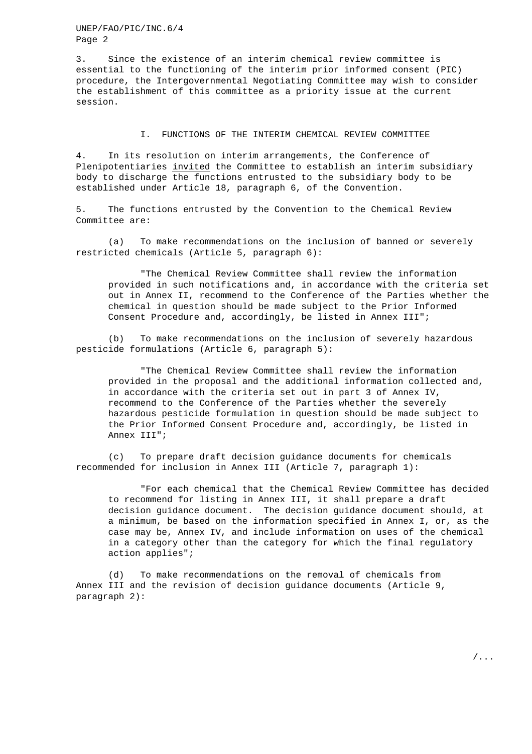3. Since the existence of an interim chemical review committee is essential to the functioning of the interim prior informed consent (PIC) procedure, the Intergovernmental Negotiating Committee may wish to consider the establishment of this committee as a priority issue at the current session.

## I. FUNCTIONS OF THE INTERIM CHEMICAL REVIEW COMMITTEE

4. In its resolution on interim arrangements, the Conference of Plenipotentiaries invited the Committee to establish an interim subsidiary body to discharge the functions entrusted to the subsidiary body to be established under Article 18, paragraph 6, of the Convention.

5. The functions entrusted by the Convention to the Chemical Review Committee are:

(a) To make recommendations on the inclusion of banned or severely restricted chemicals (Article 5, paragraph 6):

> "The Chemical Review Committee shall review the information provided in such notifications and, in accordance with the criteria set out in Annex II, recommend to the Conference of the Parties whether the chemical in question should be made subject to the Prior Informed Consent Procedure and, accordingly, be listed in Annex III";

(b) To make recommendations on the inclusion of severely hazardous pesticide formulations (Article 6, paragraph 5):

> "The Chemical Review Committee shall review the information provided in the proposal and the additional information collected and, in accordance with the criteria set out in part 3 of Annex IV, recommend to the Conference of the Parties whether the severely hazardous pesticide formulation in question should be made subject to the Prior Informed Consent Procedure and, accordingly, be listed in Annex III";

(c) To prepare draft decision guidance documents for chemicals recommended for inclusion in Annex III (Article 7, paragraph 1):

> "For each chemical that the Chemical Review Committee has decided to recommend for listing in Annex III, it shall prepare a draft decision guidance document. The decision guidance document should, at a minimum, be based on the information specified in Annex I, or, as the case may be, Annex IV, and include information on uses of the chemical in a category other than the category for which the final regulatory action applies";

(d) To make recommendations on the removal of chemicals from Annex III and the revision of decision guidance documents (Article 9, paragraph 2):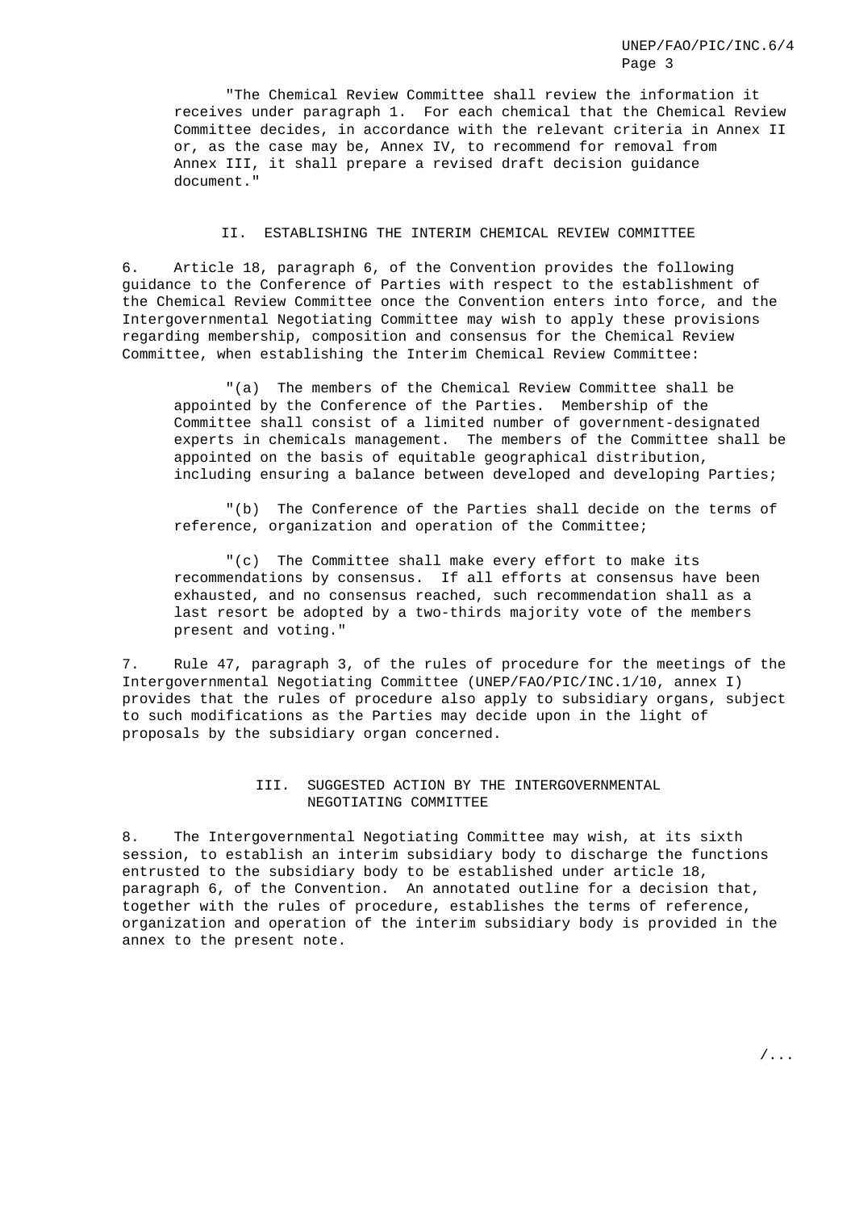"The Chemical Review Committee shall review the information it receives under paragraph 1. For each chemical that the Chemical Review Committee decides, in accordance with the relevant criteria in Annex II or, as the case may be, Annex IV, to recommend for removal from Annex III, it shall prepare a revised draft decision guidance document."

## II. ESTABLISHING THE INTERIM CHEMICAL REVIEW COMMITTEE

6. Article 18, paragraph 6, of the Convention provides the following guidance to the Conference of Parties with respect to the establishment of the Chemical Review Committee once the Convention enters into force, and the Intergovernmental Negotiating Committee may wish to apply these provisions regarding membership, composition and consensus for the Chemical Review Committee, when establishing the Interim Chemical Review Committee:

"(a) The members of the Chemical Review Committee shall be appointed by the Conference of the Parties. Membership of the Committee shall consist of a limited number of government-designated experts in chemicals management. The members of the Committee shall be appointed on the basis of equitable geographical distribution, including ensuring a balance between developed and developing Parties;

"(b) The Conference of the Parties shall decide on the terms of reference, organization and operation of the Committee;

"(c) The Committee shall make every effort to make its recommendations by consensus. If all efforts at consensus have been exhausted, and no consensus reached, such recommendation shall as a last resort be adopted by a two-thirds majority vote of the members present and voting."

7. Rule 47, paragraph 3, of the rules of procedure for the meetings of the Intergovernmental Negotiating Committee (UNEP/FAO/PIC/INC.1/10, annex I) provides that the rules of procedure also apply to subsidiary organs, subject to such modifications as the Parties may decide upon in the light of proposals by the subsidiary organ concerned.

## III. SUGGESTED ACTION BY THE INTERGOVERNMENTAL NEGOTIATING COMMITTEE

8. The Intergovernmental Negotiating Committee may wish, at its sixth session, to establish an interim subsidiary body to discharge the functions entrusted to the subsidiary body to be established under article 18, paragraph 6, of the Convention. An annotated outline for a decision that, together with the rules of procedure, establishes the terms of reference, organization and operation of the interim subsidiary body is provided in the annex to the present note.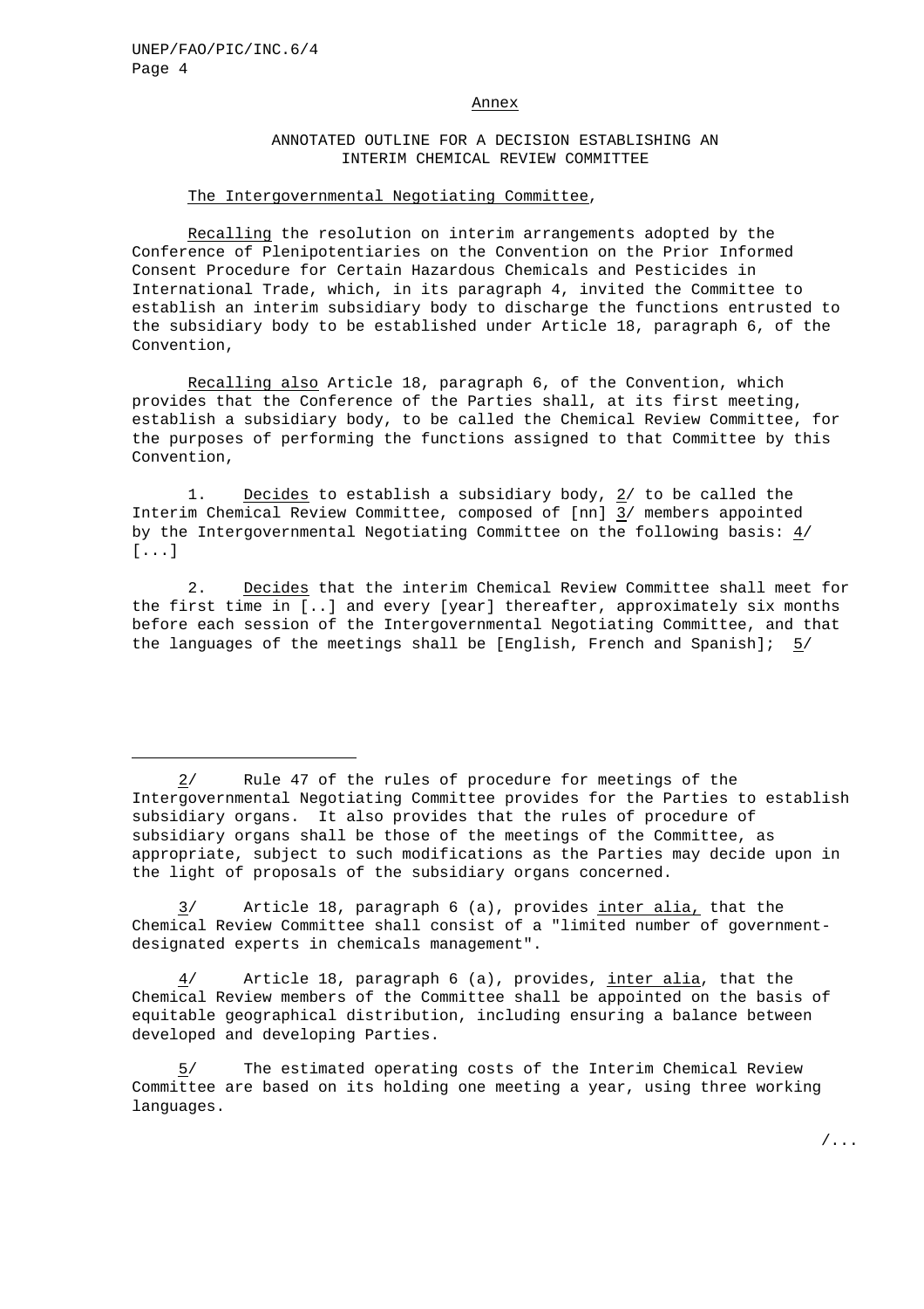Annex

ANNOTATED OUTLINE FOR A DECISION ESTABLISHING AN INTERIM CHEMICAL REVIEW COMMITTEE

The Intergovernmental Negotiating Committee,

Recalling the resolution on interim arrangements adopted by the Conference of Plenipotentiaries on the Convention on the Prior Informed Consent Procedure for Certain Hazardous Chemicals and Pesticides in International Trade, which, in its paragraph 4, invited the Committee to establish an interim subsidiary body to discharge the functions entrusted to the subsidiary body to be established under Article 18, paragraph 6, of the Convention,

Recalling also Article 18, paragraph 6, of the Convention, which provides that the Conference of the Parties shall, at its first meeting, establish a subsidiary body, to be called the Chemical Review Committee, for the purposes of performing the functions assigned to that Committee by this Convention,

1. Decides to establish a subsidiary body, 2/ to be called the Interim Chemical Review Committee, composed of [nn] 3/ members appointed by the Intergovernmental Negotiating Committee on the following basis: 4/ [...]

2. Decides that the interim Chemical Review Committee shall meet for the first time in [..] and every [year] thereafter, approximately six months before each session of the Intergovernmental Negotiating Committee, and that the languages of the meetings shall be [English, French and Spanish]; 5/

---

2/ Rule 47 of the rules of procedure for meetings of the Intergovernmental Negotiating Committee provides for the Parties to establish subsidiary organs. It also provides that the rules of procedure of subsidiary organs shall be those of the meetings of the Committee, as appropriate, subject to such modifications as the Parties may decide upon in the light of proposals of the subsidiary organs concerned.

3/ Article 18, paragraph 6 (a), provides inter alia, that the Chemical Review Committee shall consist of a "limited number of government-designated experts in chemicals management".

4/ Article 18, paragraph 6 (a), provides, inter alia, that the Chemical Review members of the Committee shall be appointed on the basis of equitable geographical distribution, including ensuring a balance between developed and developing Parties.

5/ The estimated operating costs of the Interim Chemical Review Committee are based on its holding one meeting a year, using three working languages.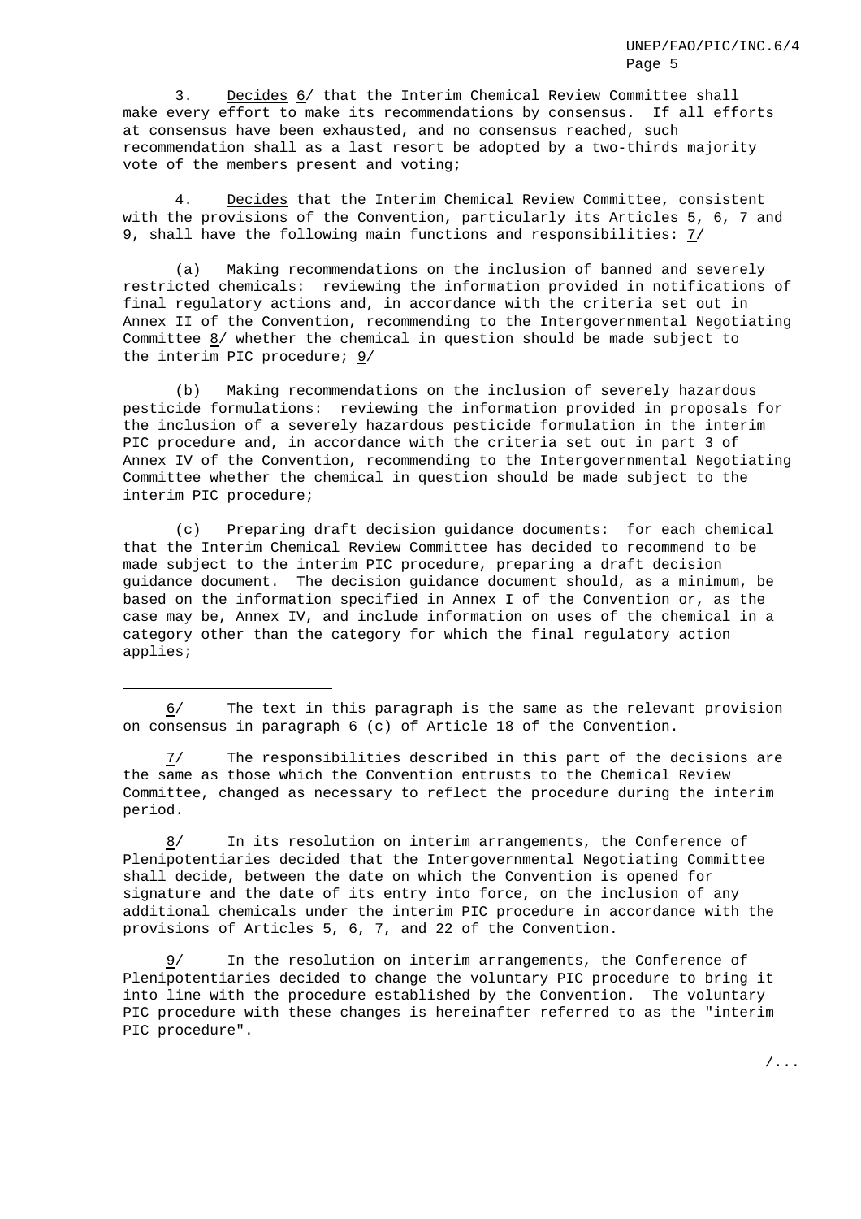3. Decides 6/ that the Interim Chemical Review Committee shall make every effort to make its recommendations by consensus. If all efforts at consensus have been exhausted, and no consensus reached, such recommendation shall as a last resort be adopted by a two-thirds majority vote of the members present and voting;

4. Decides that the Interim Chemical Review Committee, consistent with the provisions of the Convention, particularly its Articles 5, 6, 7 and 9, shall have the following main functions and responsibilities: 7/

(a) Making recommendations on the inclusion of banned and severely restricted chemicals: reviewing the information provided in notifications of final regulatory actions and, in accordance with the criteria set out in Annex II of the Convention, recommending to the Intergovernmental Negotiating Committee 8/ whether the chemical in question should be made subject to the interim PIC procedure; 9/

(b) Making recommendations on the inclusion of severely hazardous pesticide formulations: reviewing the information provided in proposals for the inclusion of a severely hazardous pesticide formulation in the interim PIC procedure and, in accordance with the criteria set out in part 3 of Annex IV of the Convention, recommending to the Intergovernmental Negotiating Committee whether the chemical in question should be made subject to the interim PIC procedure;

(c) Preparing draft decision guidance documents: for each chemical that the Interim Chemical Review Committee has decided to recommend to be made subject to the interim PIC procedure, preparing a draft decision guidance document. The decision guidance document should, as a minimum, be based on the information specified in Annex I of the Convention or, as the case may be, Annex IV, and include information on uses of the chemical in a category other than the category for which the final regulatory action applies;

---

6/ The text in this paragraph is the same as the relevant provision on consensus in paragraph 6 (c) of Article 18 of the Convention.

7/ The responsibilities described in this part of the decisions are the same as those which the Convention entrusts to the Chemical Review Committee, changed as necessary to reflect the procedure during the interim period.

8/ In its resolution on interim arrangements, the Conference of Plenipotentiaries decided that the Intergovernmental Negotiating Committee shall decide, between the date on which the Convention is opened for signature and the date of its entry into force, on the inclusion of any additional chemicals under the interim PIC procedure in accordance with the provisions of Articles 5, 6, 7, and 22 of the Convention.

9/ In the resolution on interim arrangements, the Conference of Plenipotentiaries decided to change the voluntary PIC procedure to bring it into line with the procedure established by the Convention. The voluntary PIC procedure with these changes is hereinafter referred to as the "interim PIC procedure".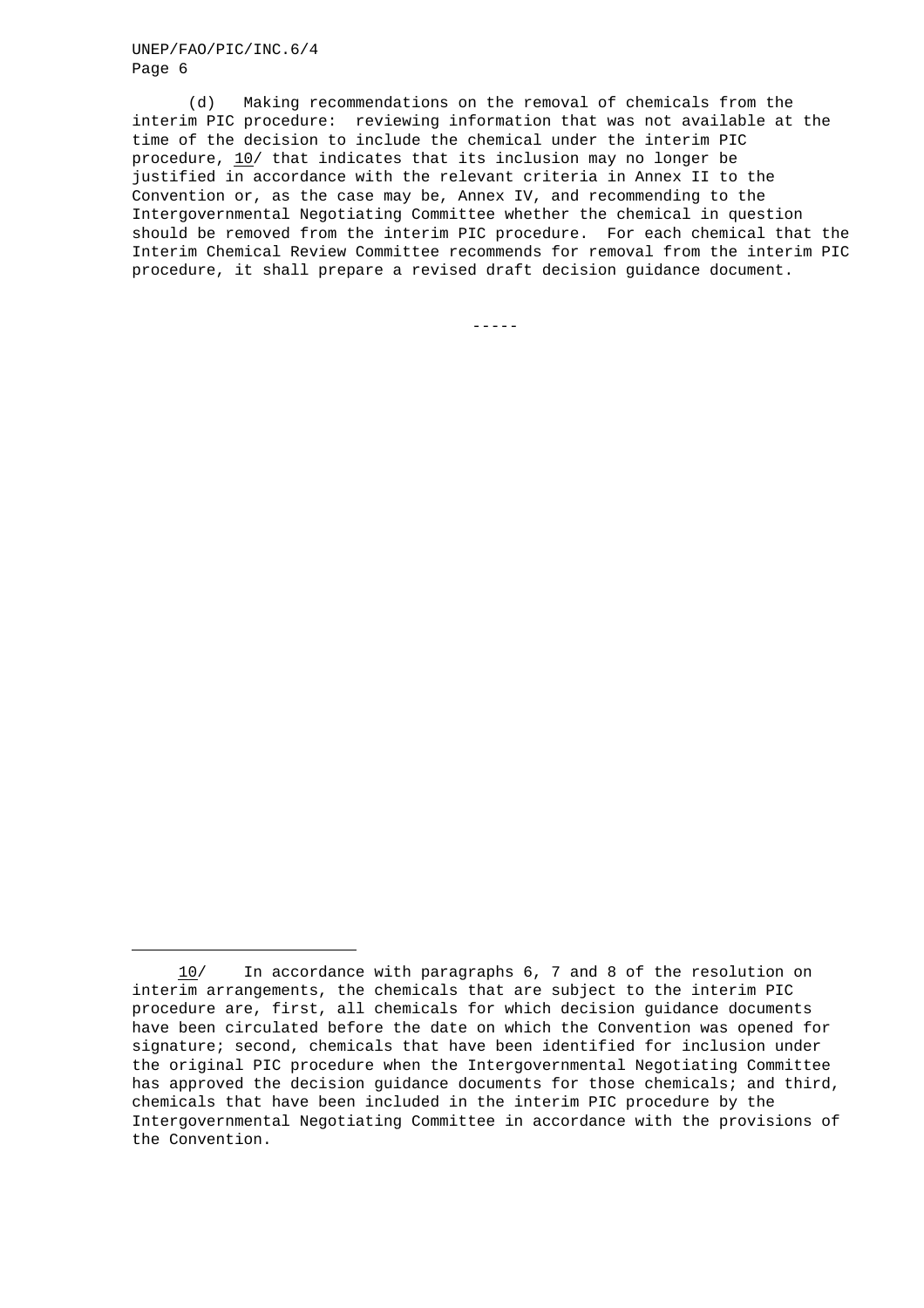(d) Making recommendations on the removal of chemicals from the interim PIC procedure: reviewing information that was not available at the time of the decision to include the chemical under the interim PIC procedure, 10/ that indicates that its inclusion may no longer be justified in accordance with the relevant criteria in Annex II to the Convention or, as the case may be, Annex IV, and recommending to the Intergovernmental Negotiating Committee whether the chemical in question should be removed from the interim PIC procedure. For each chemical that the Interim Chemical Review Committee recommends for removal from the interim PIC procedure, it shall prepare a revised draft decision guidance document.

-----

---

10/ In accordance with paragraphs 6, 7 and 8 of the resolution on interim arrangements, the chemicals that are subject to the interim PIC procedure are, first, all chemicals for which decision guidance documents have been circulated before the date on which the Convention was opened for signature; second, chemicals that have been identified for inclusion under the original PIC procedure when the Intergovernmental Negotiating Committee has approved the decision guidance documents for those chemicals; and third, chemicals that have been included in the interim PIC procedure by the Intergovernmental Negotiating Committee in accordance with the provisions of the Convention.